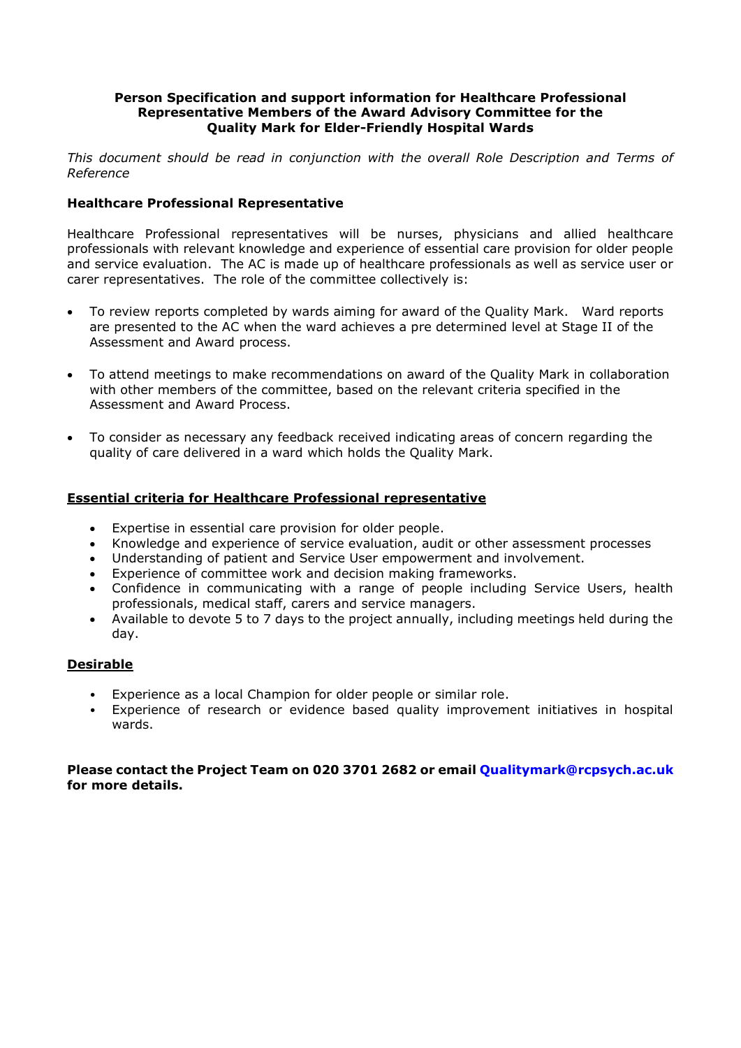**Person Specification and support information for Healthcare Professional Representative Members of the Award Advisory Committee for the Quality Mark for Elder-Friendly Hospital Wards**

*This document should be read in conjunction with the overall Role Description and Terms of Reference*

**Healthcare Professional Representative**

Healthcare Professional representatives will be nurses, physicians and allied healthcare professionals with relevant knowledge and experience of essential care provision for older people and service evaluation. The AC is made up of healthcare professionals as well as service user or carer representatives. The role of the committee collectively is:

- To review reports completed by wards aiming for award of the Quality Mark. Ward reports are presented to the AC when the ward achieves a pre determined level at Stage II of the Assessment and Award process.
- To attend meetings to make recommendations on award of the Quality Mark in collaboration with other members of the committee, based on the relevant criteria specified in the Assessment and Award Process.
- To consider as necessary any feedback received indicating areas of concern regarding the quality of care delivered in a ward which holds the Quality Mark.

**Essential criteria for Healthcare Professional representative**

- Expertise in essential care provision for older people.
- Knowledge and experience of service evaluation, audit or other assessment processes
- Understanding of patient and Service User empowerment and involvement.
- Experience of committee work and decision making frameworks.
- Confidence in communicating with a range of people including Service Users, health professionals, medical staff, carers and service managers.
- Available to devote 5 to 7 days to the project annually, including meetings held during the day.

**Desirable**

- Experience as a local Champion for older people or similar role.
- Experience of research or evidence based quality improvement initiatives in hospital wards.

**Please contact the Project Team on 020 3701 2682 or email Qualitymark@rcpsych.ac.uk for more details.**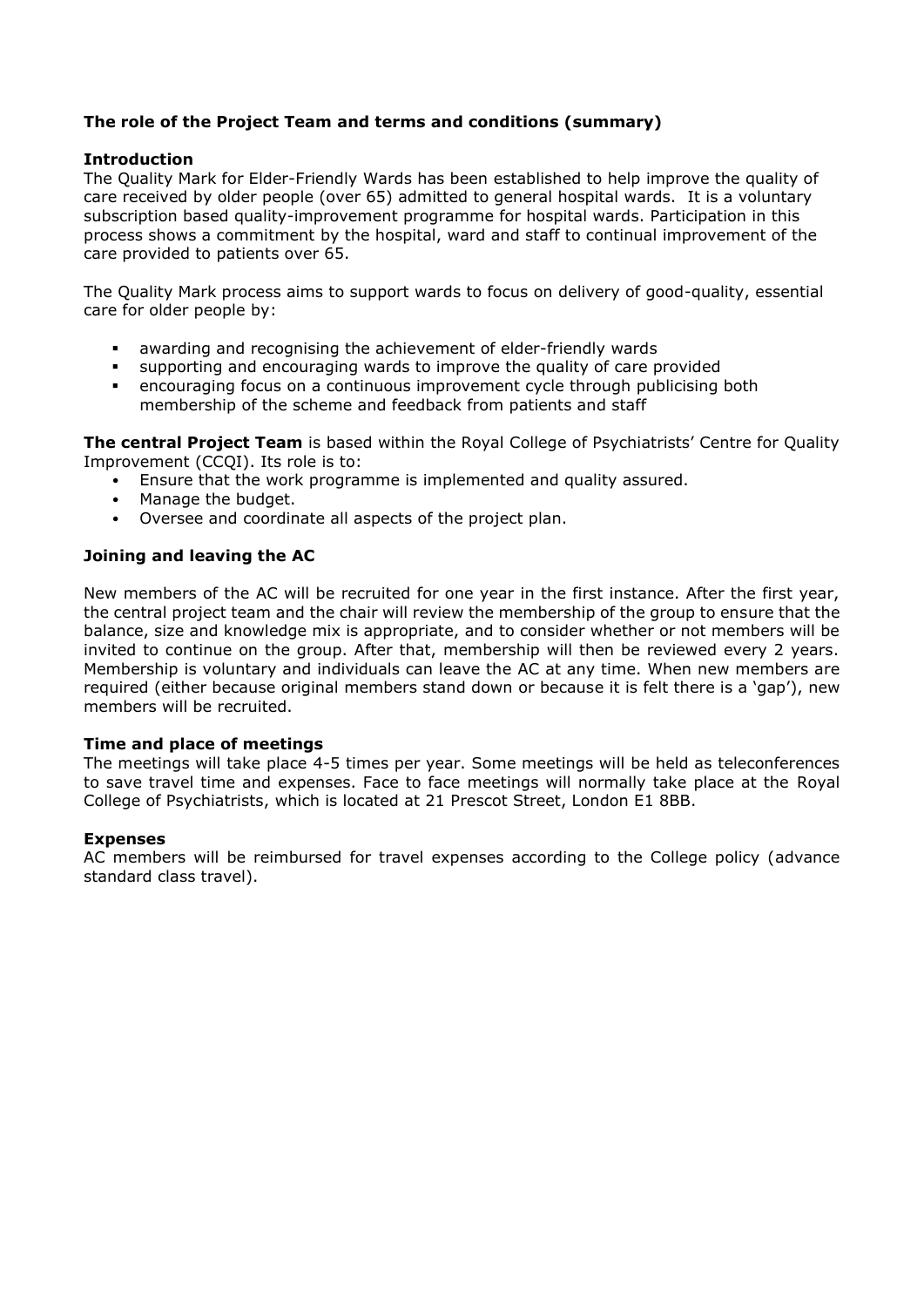### The role of the Project Team and terms and conditions (summary)

#### Introduction

The Quality Mark for Elder-Friendly Wards has been established to help improve the quality of care received by older people (over 65) admitted to general hospital wards. It is a voluntary subscription based quality-improvement programme for hospital wards. Participation in this process shows a commitment by the hospital, ward and staff to continual improvement of the care provided to patients over 65.

The Quality Mark process aims to support wards to focus on delivery of good-quality, essential care for older people by:

- awarding and recognising the achievement of elder-friendly wards
- supporting and encouraging wards to improve the quality of care provided
- encouraging focus on a continuous improvement cycle through publicising both membership of the scheme and feedback from patients and staff

**The central Project Team** is based within the Royal College of Psychiatrists' Centre for Quality Improvement (CCQI). Its role is to:

- Ensure that the work programme is implemented and quality assured.
- Manage the budget.
- Oversee and coordinate all aspects of the project plan.

#### Joining and leaving the AC

New members of the AC will be recruited for one year in the first instance. After the first year, the central project team and the chair will review the membership of the group to ensure that the balance, size and knowledge mix is appropriate, and to consider whether or not members will be invited to continue on the group. After that, membership will then be reviewed every 2 years. Membership is voluntary and individuals can leave the AC at any time. When new members are required (either because original members stand down or because it is felt there is a 'gap'), new members will be recruited.

#### Time and place of meetings

The meetings will take place 4-5 times per year. Some meetings will be held as teleconferences to save travel time and expenses. Face to face meetings will normally take place at the Royal College of Psychiatrists, which is located at 21 Prescot Street, London E1 8BB.

#### Expenses

AC members will be reimbursed for travel expenses according to the College policy (advance standard class travel).